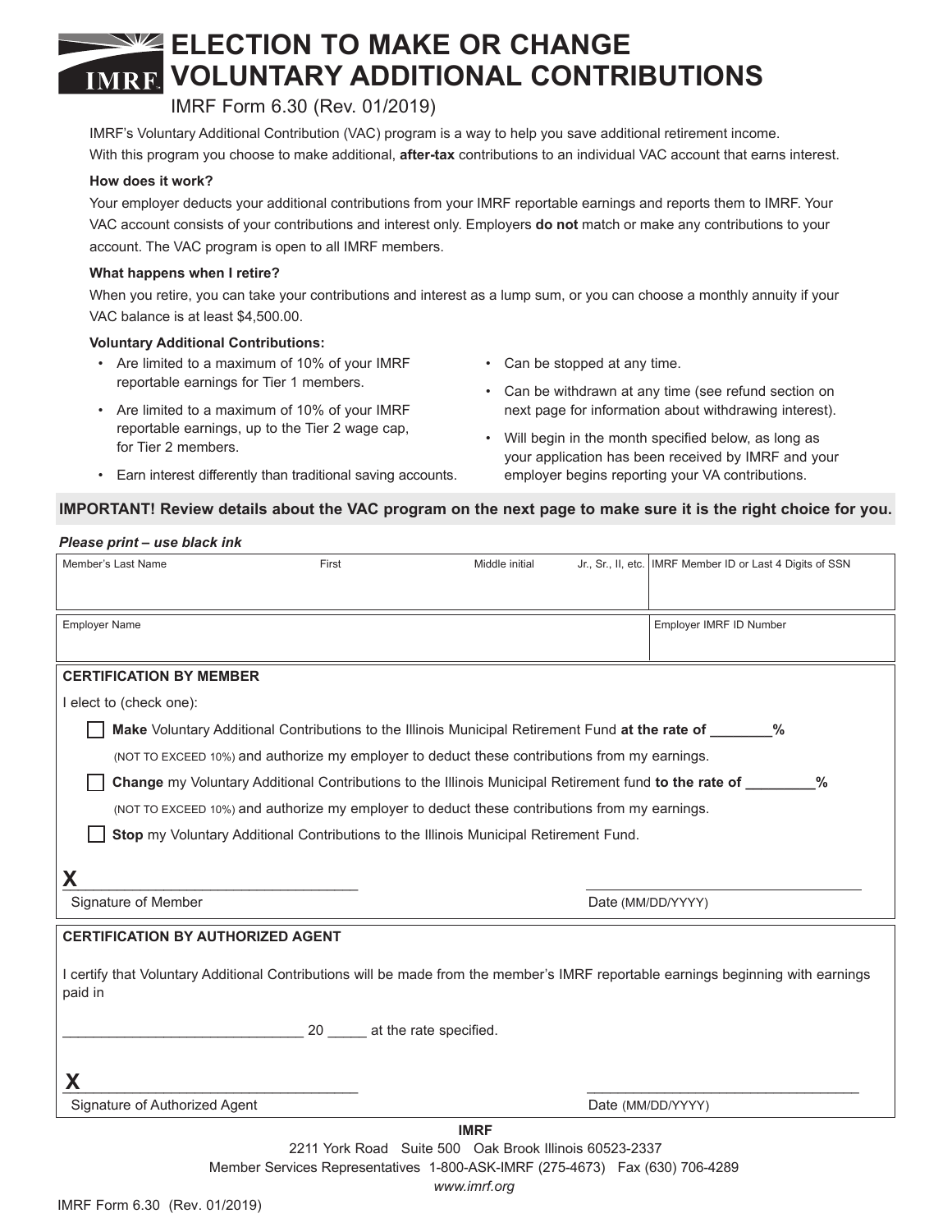# ELECTION TO MAKE OR CHANGE VOLUNTARY ADDITIONAL CONTRIBUTIONS

IMRF Form 6.30 (Rev. 01/2019)

IMRF's Voluntary Additional Contribution (VAC) program is a way to help you save additional retirement income. With this program you choose to make additional, **after-tax** contributions to an individual VAC account that earns interest.

**How does it work?**

Your employer deducts your additional contributions from your IMRF reportable earnings and reports them to IMRF. Your VAC account consists of your contributions and interest only. Employers **do not** match or make any contributions to your account. The VAC program is open to all IMRF members.

**What happens when I retire?**

When you retire, you can take your contributions and interest as a lump sum, or you can choose a monthly annuity if your VAC balance is at least $4,500.00.

**Voluntary Additional Contributions:**

- Are limited to a maximum of 10% of your IMRF reportable earnings for Tier 1 members.
- Are limited to a maximum of 10% of your IMRF reportable earnings, up to the Tier 2 wage cap, for Tier 2 members.
- Earn interest differently than traditional saving accounts.
- Can be stopped at any time.
- Can be withdrawn at any time (see refund section on next page for information about withdrawing interest).
- Will begin in the month specified below, as long as your application has been received by IMRF and your employer begins reporting your VA contributions.

**IMPORTANT! Review details about the VAC program on the next page to make sure it is the right choice for you.**

*Please print – use black ink*

| Member's Last Name | First | Middle initial | Jr., Sr., II, etc. | IMRF Member ID or Last 4 Digits of SSN |
|---|---|---|---|---|
| | | | | |

| Employer Name | Employer IMRF ID Number |
|---|---|
| | |

**CERTIFICATION BY MEMBER**

I elect to (check one):

☐ **Make** Voluntary Additional Contributions to the Illinois Municipal Retirement Fund **at the rate of ________%** (NOT TO EXCEED 10%) and authorize my employer to deduct these contributions from my earnings.

☐ **Change** my Voluntary Additional Contributions to the Illinois Municipal Retirement fund **to the rate of ________%** (NOT TO EXCEED 10%) and authorize my employer to deduct these contributions from my earnings.

☐ **Stop** my Voluntary Additional Contributions to the Illinois Municipal Retirement Fund.

**X** ________________________________ ________________________________

Signature of Member Date (MM/DD/YYYY)

**CERTIFICATION BY AUTHORIZED AGENT**

I certify that Voluntary Additional Contributions will be made from the member's IMRF reportable earnings beginning with earnings paid in

______________________________ 20 _____ at the rate specified.

**X** ________________________________ ________________________________

Signature of Authorized Agent Date (MM/DD/YYYY)

**IMRF**

2211 York Road Suite 500 Oak Brook Illinois 60523-2337

Member Services Representatives 1-800-ASK-IMRF (275-4673) Fax (630) 706-4289

*www.imrf.org*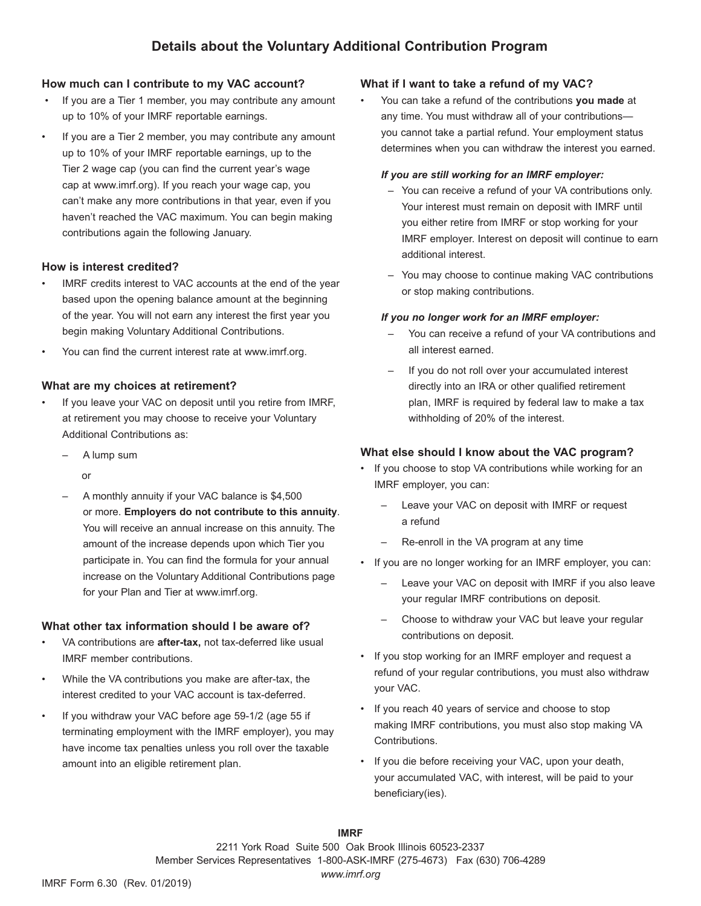# Details about the Voluntary Additional Contribution Program

### How much can I contribute to my VAC account?

- If you are a Tier 1 member, you may contribute any amount up to 10% of your IMRF reportable earnings.
- If you are a Tier 2 member, you may contribute any amount up to 10% of your IMRF reportable earnings, up to the Tier 2 wage cap (you can find the current year's wage cap at www.imrf.org). If you reach your wage cap, you can't make any more contributions in that year, even if you haven't reached the VAC maximum. You can begin making contributions again the following January.

### How is interest credited?

- IMRF credits interest to VAC accounts at the end of the year based upon the opening balance amount at the beginning of the year. You will not earn any interest the first year you begin making Voluntary Additional Contributions.
- You can find the current interest rate at www.imrf.org.

### What are my choices at retirement?

- If you leave your VAC on deposit until you retire from IMRF, at retirement you may choose to receive your Voluntary Additional Contributions as:
  - A lump sum

    or
  - A monthly annuity if your VAC balance is $4,500 or more. **Employers do not contribute to this annuity**. You will receive an annual increase on this annuity. The amount of the increase depends upon which Tier you participate in. You can find the formula for your annual increase on the Voluntary Additional Contributions page for your Plan and Tier at www.imrf.org.

### What other tax information should I be aware of?

- VA contributions are **after-tax,** not tax-deferred like usual IMRF member contributions.
- While the VA contributions you make are after-tax, the interest credited to your VAC account is tax-deferred.
- If you withdraw your VAC before age 59-1/2 (age 55 if terminating employment with the IMRF employer), you may have income tax penalties unless you roll over the taxable amount into an eligible retirement plan.

### What if I want to take a refund of my VAC?

- You can take a refund of the contributions **you made** at any time. You must withdraw all of your contributions—you cannot take a partial refund. Your employment status determines when you can withdraw the interest you earned.

***If you are still working for an IMRF employer:***

- You can receive a refund of your VA contributions only. Your interest must remain on deposit with IMRF until you either retire from IMRF or stop working for your IMRF employer. Interest on deposit will continue to earn additional interest.
- You may choose to continue making VAC contributions or stop making contributions.

***If you no longer work for an IMRF employer:***

- You can receive a refund of your VA contributions and all interest earned.
- If you do not roll over your accumulated interest directly into an IRA or other qualified retirement plan, IMRF is required by federal law to make a tax withholding of 20% of the interest.

### What else should I know about the VAC program?

- If you choose to stop VA contributions while working for an IMRF employer, you can:
  - Leave your VAC on deposit with IMRF or request a refund
  - Re-enroll in the VA program at any time
- If you are no longer working for an IMRF employer, you can:
  - Leave your VAC on deposit with IMRF if you also leave your regular IMRF contributions on deposit.
  - Choose to withdraw your VAC but leave your regular contributions on deposit.
- If you stop working for an IMRF employer and request a refund of your regular contributions, you must also withdraw your VAC.
- If you reach 40 years of service and choose to stop making IMRF contributions, you must also stop making VA Contributions.
- If you die before receiving your VAC, upon your death, your accumulated VAC, with interest, will be paid to your beneficiary(ies).

**IMRF**
2211 York Road Suite 500 Oak Brook Illinois 60523-2337
Member Services Representatives 1-800-ASK-IMRF (275-4673) Fax (630) 706-4289
*www.imrf.org*

IMRF Form 6.30 (Rev. 01/2019)